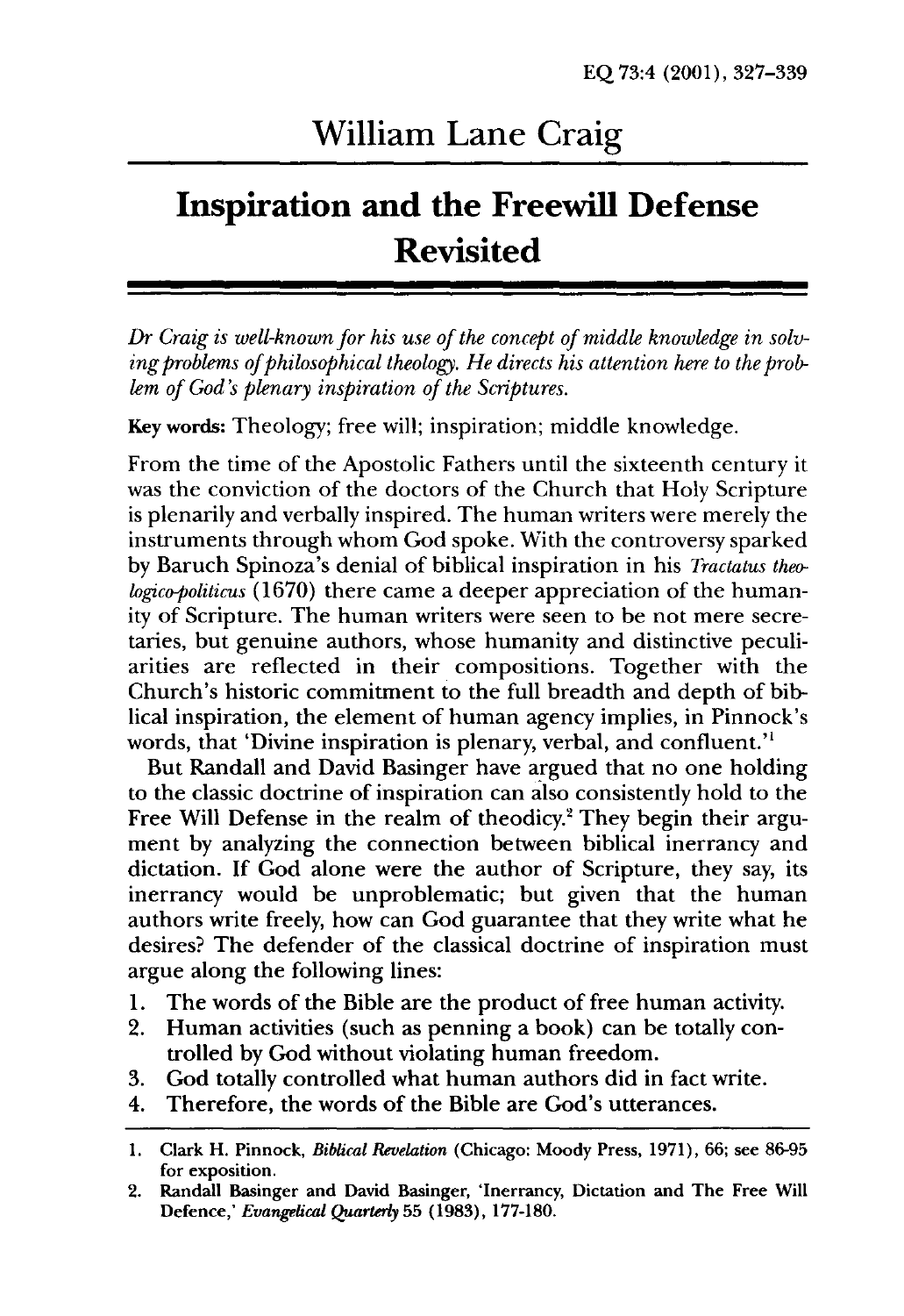# William Lane Craig

## Inspiration and the Freewill Defense Revisited

*Dr Craig is well-known for his use of the concept of middle knowledge in solving problems of philosophical theology. He directs his attention here to the problem of God's plenary inspiration of the Scriptures.*

**Key words:** Theology; free will; inspiration; middle knowledge.

From the time of the Apostolic Fathers until the sixteenth century it was the conviction of the doctors of the Church that Holy Scripture is plenarily and verbally inspired. The human writers were merely the instruments through whom God spoke. With the controversy sparked by Baruch Spinoza's denial of biblical inspiration in his *Tractatus theologico-politicus* (1670) there came a deeper appreciation of the humanity of Scripture. The human writers were seen to be not mere secretaries, but genuine authors, whose humanity and distinctive peculiarities are reflected in their compositions. Together with the Church's historic commitment to the full breadth and depth of biblical inspiration, the element of human agency implies, in Pinnock's words, that 'Divine inspiration is plenary, verbal, and confluent.'[1]

But Randall and David Basinger have argued that no one holding to the classic doctrine of inspiration can also consistently hold to the Free Will Defense in the realm of theodicy.[2] They begin their argument by analyzing the connection between biblical inerrancy and dictation. If God alone were the author of Scripture, they say, its inerrancy would be unproblematic; but given that the human authors write freely, how can God guarantee that they write what he desires? The defender of the classical doctrine of inspiration must argue along the following lines:

1. The words of the Bible are the product of free human activity.
2. Human activities (such as penning a book) can be totally controlled by God without violating human freedom.
3. God totally controlled what human authors did in fact write.
4. Therefore, the words of the Bible are God's utterances.

---

1. Clark H. Pinnock, *Biblical Revelation* (Chicago: Moody Press, 1971), 66; see 86-95 for exposition.
2. Randall Basinger and David Basinger, 'Inerrancy, Dictation and The Free Will Defence,' *Evangelical Quarterly* 55 (1983), 177-180.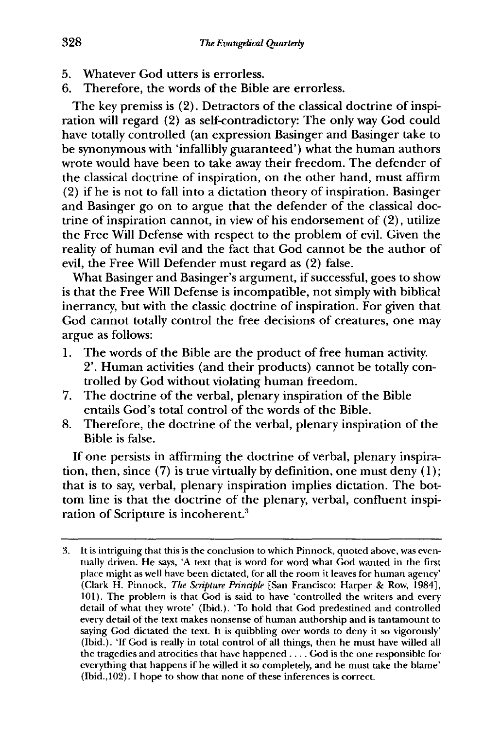5. Whatever God utters is errorless.
6. Therefore, the words of the Bible are errorless.

The key premiss is (2). Detractors of the classical doctrine of inspiration will regard (2) as self-contradictory: The only way God could have totally controlled (an expression Basinger and Basinger take to be synonymous with 'infallibly guaranteed') what the human authors wrote would have been to take away their freedom. The defender of the classical doctrine of inspiration, on the other hand, must affirm (2) if he is not to fall into a dictation theory of inspiration. Basinger and Basinger go on to argue that the defender of the classical doctrine of inspiration cannot, in view of his endorsement of (2), utilize the Free Will Defense with respect to the problem of evil. Given the reality of human evil and the fact that God cannot be the author of evil, the Free Will Defender must regard as (2) false.

What Basinger and Basinger's argument, if successful, goes to show is that the Free Will Defense is incompatible, not simply with biblical inerrancy, but with the classic doctrine of inspiration. For given that God cannot totally control the free decisions of creatures, one may argue as follows:

1. The words of the Bible are the product of free human activity.

2'. Human activities (and their products) cannot be totally controlled by God without violating human freedom.

7. The doctrine of the verbal, plenary inspiration of the Bible entails God's total control of the words of the Bible.
8. Therefore, the doctrine of the verbal, plenary inspiration of the Bible is false.

If one persists in affirming the doctrine of verbal, plenary inspiration, then, since (7) is true virtually by definition, one must deny (1); that is to say, verbal, plenary inspiration implies dictation. The bottom line is that the doctrine of the plenary, verbal, confluent inspiration of Scripture is incoherent.[3]

---

3. It is intriguing that this is the conclusion to which Pinnock, quoted above, was eventually driven. He says, 'A text that is word for word what God wanted in the first place might as well have been dictated, for all the room it leaves for human agency' (Clark H. Pinnock, *The Scripture Principle* [San Francisco: Harper & Row, 1984], 101). The problem is that God is said to have 'controlled the writers and every detail of what they wrote' (Ibid.). 'To hold that God predestined and controlled every detail of the text makes nonsense of human authorship and is tantamount to saying God dictated the text. It is quibbling over words to deny it so vigorously' (Ibid.). 'If God is really in total control of all things, then he must have willed all the tragedies and atrocities that have happened .... God is the one responsible for everything that happens if he willed it so completely, and he must take the blame' (Ibid.,102). I hope to show that none of these inferences is correct.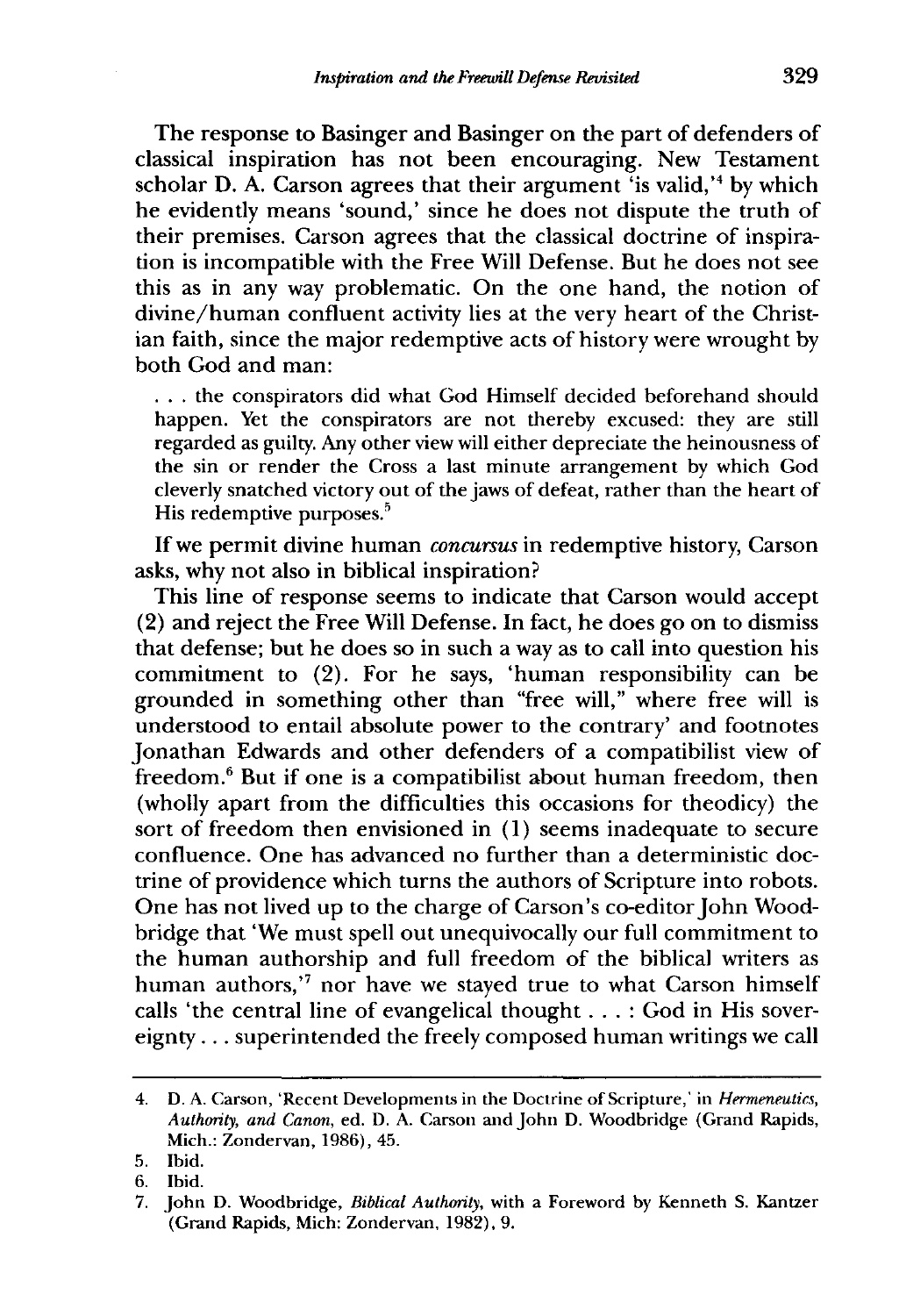The response to Basinger and Basinger on the part of defenders of classical inspiration has not been encouraging. New Testament scholar D. A. Carson agrees that their argument 'is valid,'[4] by which he evidently means 'sound,' since he does not dispute the truth of their premises. Carson agrees that the classical doctrine of inspiration is incompatible with the Free Will Defense. But he does not see this as in any way problematic. On the one hand, the notion of divine/human confluent activity lies at the very heart of the Christian faith, since the major redemptive acts of history were wrought by both God and man:

> . . . the conspirators did what God Himself decided beforehand should happen. Yet the conspirators are not thereby excused: they are still regarded as guilty. Any other view will either depreciate the heinousness of the sin or render the Cross a last minute arrangement by which God cleverly snatched victory out of the jaws of defeat, rather than the heart of His redemptive purposes.[5]

If we permit divine human *concursus* in redemptive history, Carson asks, why not also in biblical inspiration?

This line of response seems to indicate that Carson would accept (2) and reject the Free Will Defense. In fact, he does go on to dismiss that defense; but he does so in such a way as to call into question his commitment to (2). For he says, 'human responsibility can be grounded in something other than "free will," where free will is understood to entail absolute power to the contrary' and footnotes Jonathan Edwards and other defenders of a compatibilist view of freedom.[6] But if one is a compatibilist about human freedom, then (wholly apart from the difficulties this occasions for theodicy) the sort of freedom then envisioned in (1) seems inadequate to secure confluence. One has advanced no further than a deterministic doctrine of providence which turns the authors of Scripture into robots. One has not lived up to the charge of Carson's co-editor John Woodbridge that 'We must spell out unequivocally our full commitment to the human authorship and full freedom of the biblical writers as human authors,'[7] nor have we stayed true to what Carson himself calls 'the central line of evangelical thought . . . : God in His sovereignty . . . superintended the freely composed human writings we call

---

4. D. A. Carson, 'Recent Developments in the Doctrine of Scripture,' in *Hermeneutics, Authority, and Canon*, ed. D. A. Carson and John D. Woodbridge (Grand Rapids, Mich.: Zondervan, 1986), 45.
5. Ibid.
6. Ibid.
7. John D. Woodbridge, *Biblical Authority*, with a Foreword by Kenneth S. Kantzer (Grand Rapids, Mich: Zondervan, 1982), 9.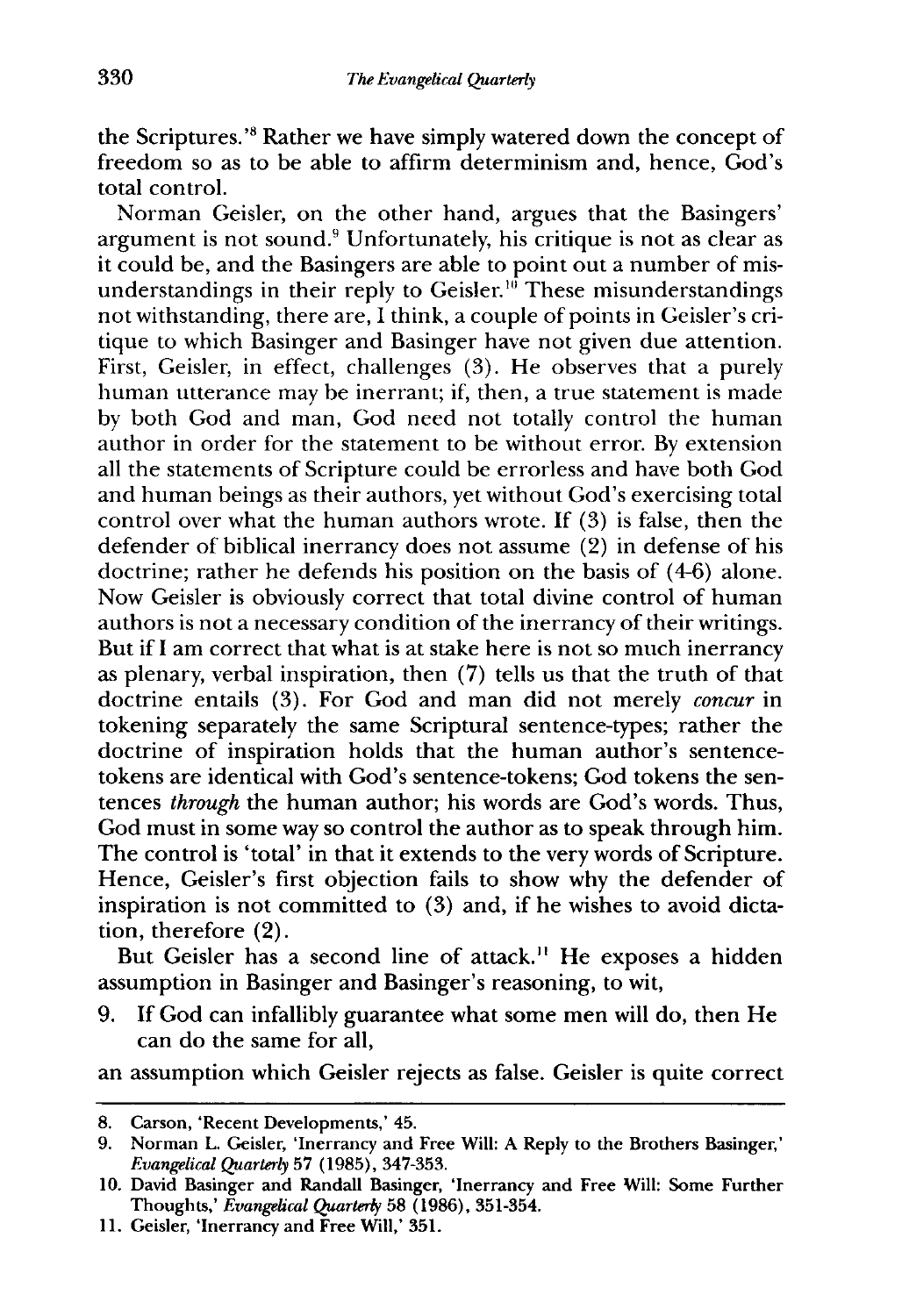the Scriptures.'[8] Rather we have simply watered down the concept of freedom so as to be able to affirm determinism and, hence, God's total control.

Norman Geisler, on the other hand, argues that the Basingers' argument is not sound.[9] Unfortunately, his critique is not as clear as it could be, and the Basingers are able to point out a number of misunderstandings in their reply to Geisler.[10] These misunderstandings not withstanding, there are, I think, a couple of points in Geisler's critique to which Basinger and Basinger have not given due attention. First, Geisler, in effect, challenges (3). He observes that a purely human utterance may be inerrant; if, then, a true statement is made by both God and man, God need not totally control the human author in order for the statement to be without error. By extension all the statements of Scripture could be errorless and have both God and human beings as their authors, yet without God's exercising total control over what the human authors wrote. If (3) is false, then the defender of biblical inerrancy does not assume (2) in defense of his doctrine; rather he defends his position on the basis of (4-6) alone. Now Geisler is obviously correct that total divine control of human authors is not a necessary condition of the inerrancy of their writings. But if I am correct that what is at stake here is not so much inerrancy as plenary, verbal inspiration, then (7) tells us that the truth of that doctrine entails (3). For God and man did not merely *concur* in tokening separately the same Scriptural sentence-types; rather the doctrine of inspiration holds that the human author's sentence-tokens are identical with God's sentence-tokens; God tokens the sentences *through* the human author; his words are God's words. Thus, God must in some way so control the author as to speak through him. The control is 'total' in that it extends to the very words of Scripture. Hence, Geisler's first objection fails to show why the defender of inspiration is not committed to (3) and, if he wishes to avoid dictation, therefore (2).

But Geisler has a second line of attack.[11] He exposes a hidden assumption in Basinger and Basinger's reasoning, to wit,

9. If God can infallibly guarantee what some men will do, then He can do the same for all,

an assumption which Geisler rejects as false. Geisler is quite correct

---

8. Carson, 'Recent Developments,' 45.
9. Norman L. Geisler, 'Inerrancy and Free Will: A Reply to the Brothers Basinger,' *Evangelical Quarterly* 57 (1985), 347-353.
10. David Basinger and Randall Basinger, 'Inerrancy and Free Will: Some Further Thoughts,' *Evangelical Quarterly* 58 (1986), 351-354.
11. Geisler, 'Inerrancy and Free Will,' 351.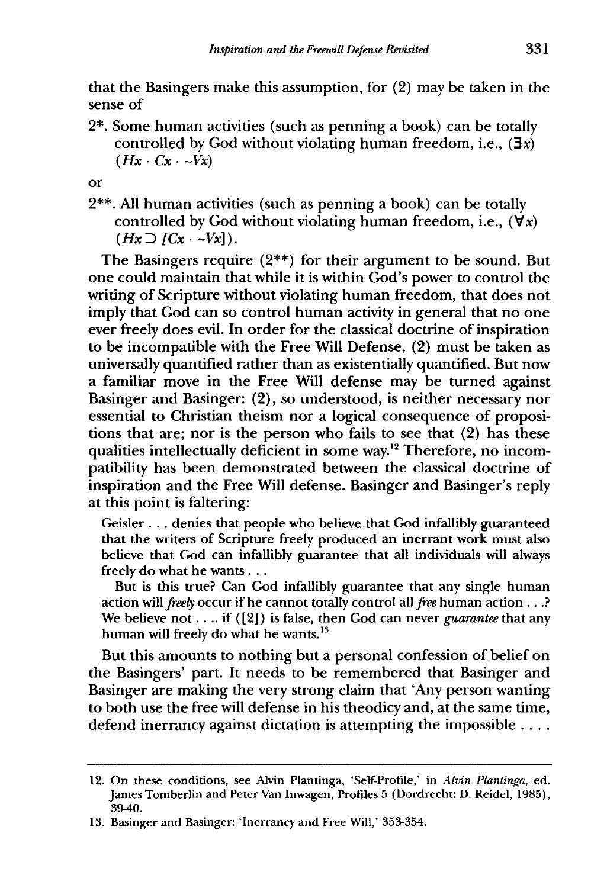that the Basingers make this assumption, for (2) may be taken in the sense of

2*. Some human activities (such as penning a book) can be totally controlled by God without violating human freedom, i.e., $(\exists x)(Hx \cdot Cx \cdot {\sim}Vx)$

or

2**. All human activities (such as penning a book) can be totally controlled by God without violating human freedom, i.e., $(\forall x)(Hx \supset [Cx \cdot {\sim}Vx])$.

The Basingers require (2**) for their argument to be sound. But one could maintain that while it is within God's power to control the writing of Scripture without violating human freedom, that does not imply that God can so control human activity in general that no one ever freely does evil. In order for the classical doctrine of inspiration to be incompatible with the Free Will Defense, (2) must be taken as universally quantified rather than as existentially quantified. But now a familiar move in the Free Will defense may be turned against Basinger and Basinger: (2), so understood, is neither necessary nor essential to Christian theism nor a logical consequence of propositions that are; nor is the person who fails to see that (2) has these qualities intellectually deficient in some way.[12] Therefore, no incompatibility has been demonstrated between the classical doctrine of inspiration and the Free Will defense. Basinger and Basinger's reply at this point is faltering:

> Geisler . . . denies that people who believe that God infallibly guaranteed that the writers of Scripture freely produced an inerrant work must also believe that God can infallibly guarantee that all individuals will always freely do what he wants . . .
>
> But is this true? Can God infallibly guarantee that any single human action will *freely* occur if he cannot totally control all *free* human action . . .? We believe not . . .. if ([2]) is false, then God can never *guarantee* that any human will freely do what he wants.[13]

But this amounts to nothing but a personal confession of belief on the Basingers' part. It needs to be remembered that Basinger and Basinger are making the very strong claim that 'Any person wanting to both use the free will defense in his theodicy and, at the same time, defend inerrancy against dictation is attempting the impossible . . . .

---

12. On these conditions, see Alvin Plantinga, 'Self-Profile,' in *Alvin Plantinga*, ed. James Tomberlin and Peter Van Inwagen, Profiles 5 (Dordrecht: D. Reidel, 1985), 39-40.

13. Basinger and Basinger: 'Inerrancy and Free Will,' 353-354.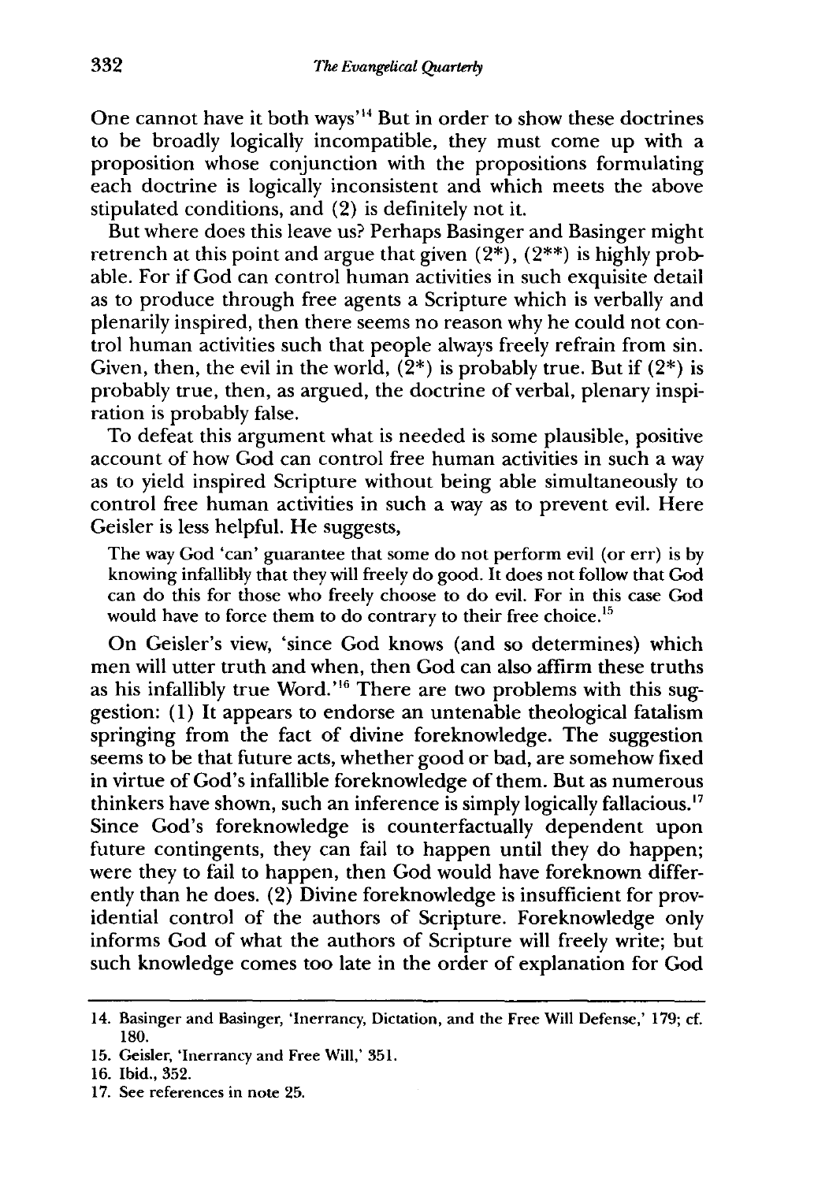One cannot have it both ways'[14] But in order to show these doctrines to be broadly logically incompatible, they must come up with a proposition whose conjunction with the propositions formulating each doctrine is logically inconsistent and which meets the above stipulated conditions, and (2) is definitely not it.

But where does this leave us? Perhaps Basinger and Basinger might retrench at this point and argue that given (2*), (2**) is highly probable. For if God can control human activities in such exquisite detail as to produce through free agents a Scripture which is verbally and plenarily inspired, then there seems no reason why he could not control human activities such that people always freely refrain from sin. Given, then, the evil in the world, (2*) is probably true. But if (2*) is probably true, then, as argued, the doctrine of verbal, plenary inspiration is probably false.

To defeat this argument what is needed is some plausible, positive account of how God can control free human activities in such a way as to yield inspired Scripture without being able simultaneously to control free human activities in such a way as to prevent evil. Here Geisler is less helpful. He suggests,

> The way God 'can' guarantee that some do not perform evil (or err) is by knowing infallibly that they will freely do good. It does not follow that God can do this for those who freely choose to do evil. For in this case God would have to force them to do contrary to their free choice.[15]

On Geisler's view, 'since God knows (and so determines) which men will utter truth and when, then God can also affirm these truths as his infallibly true Word.'[16] There are two problems with this suggestion: (1) It appears to endorse an untenable theological fatalism springing from the fact of divine foreknowledge. The suggestion seems to be that future acts, whether good or bad, are somehow fixed in virtue of God's infallible foreknowledge of them. But as numerous thinkers have shown, such an inference is simply logically fallacious.[17] Since God's foreknowledge is counterfactually dependent upon future contingents, they can fail to happen until they do happen; were they to fail to happen, then God would have foreknown differently than he does. (2) Divine foreknowledge is insufficient for providential control of the authors of Scripture. Foreknowledge only informs God of what the authors of Scripture will freely write; but such knowledge comes too late in the order of explanation for God

---

14. Basinger and Basinger, 'Inerrancy, Dictation, and the Free Will Defense,' 179; cf. 180.
15. Geisler, 'Inerrancy and Free Will,' 351.
16. Ibid., 352.
17. See references in note 25.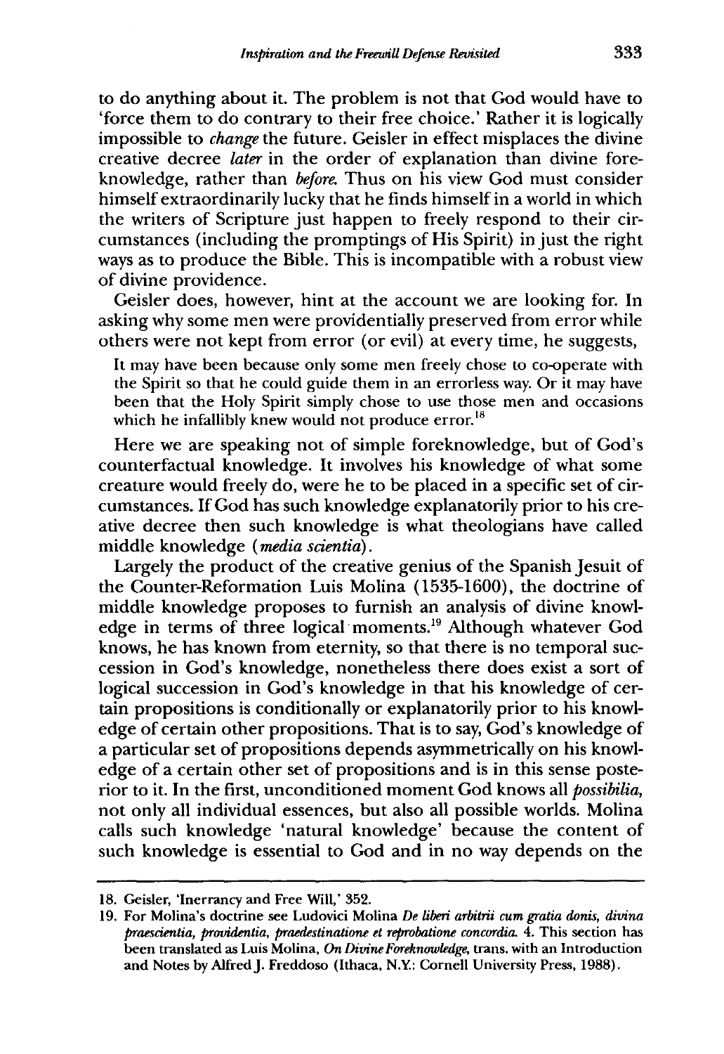to do anything about it. The problem is not that God would have to 'force them to do contrary to their free choice.' Rather it is logically impossible to *change* the future. Geisler in effect misplaces the divine creative decree *later* in the order of explanation than divine foreknowledge, rather than *before*. Thus on his view God must consider himself extraordinarily lucky that he finds himself in a world in which the writers of Scripture just happen to freely respond to their circumstances (including the promptings of His Spirit) in just the right ways as to produce the Bible. This is incompatible with a robust view of divine providence.

Geisler does, however, hint at the account we are looking for. In asking why some men were providentially preserved from error while others were not kept from error (or evil) at every time, he suggests,

> It may have been because only some men freely chose to co-operate with the Spirit so that he could guide them in an errorless way. Or it may have been that the Holy Spirit simply chose to use those men and occasions which he infallibly knew would not produce error.[18]

Here we are speaking not of simple foreknowledge, but of God's counterfactual knowledge. It involves his knowledge of what some creature would freely do, were he to be placed in a specific set of circumstances. If God has such knowledge explanatorily prior to his creative decree then such knowledge is what theologians have called middle knowledge (*media scientia*).

Largely the product of the creative genius of the Spanish Jesuit of the Counter-Reformation Luis Molina (1535-1600), the doctrine of middle knowledge proposes to furnish an analysis of divine knowledge in terms of three logical moments.[19] Although whatever God knows, he has known from eternity, so that there is no temporal succession in God's knowledge, nonetheless there does exist a sort of logical succession in God's knowledge in that his knowledge of certain propositions is conditionally or explanatorily prior to his knowledge of certain other propositions. That is to say, God's knowledge of a particular set of propositions depends asymmetrically on his knowledge of a certain other set of propositions and is in this sense posterior to it. In the first, unconditioned moment God knows all *possibilia*, not only all individual essences, but also all possible worlds. Molina calls such knowledge 'natural knowledge' because the content of such knowledge is essential to God and in no way depends on the

---

18. Geisler, 'Inerrancy and Free Will,' 352.

19. For Molina's doctrine see Ludovici Molina *De liberi arbitrii cum gratia donis, divina praescientia, providentia, praedestinatione et reprobatione concordia*. 4. This section has been translated as Luis Molina, *On Divine Foreknowledge*, trans. with an Introduction and Notes by Alfred J. Freddoso (Ithaca, N.Y.: Cornell University Press, 1988).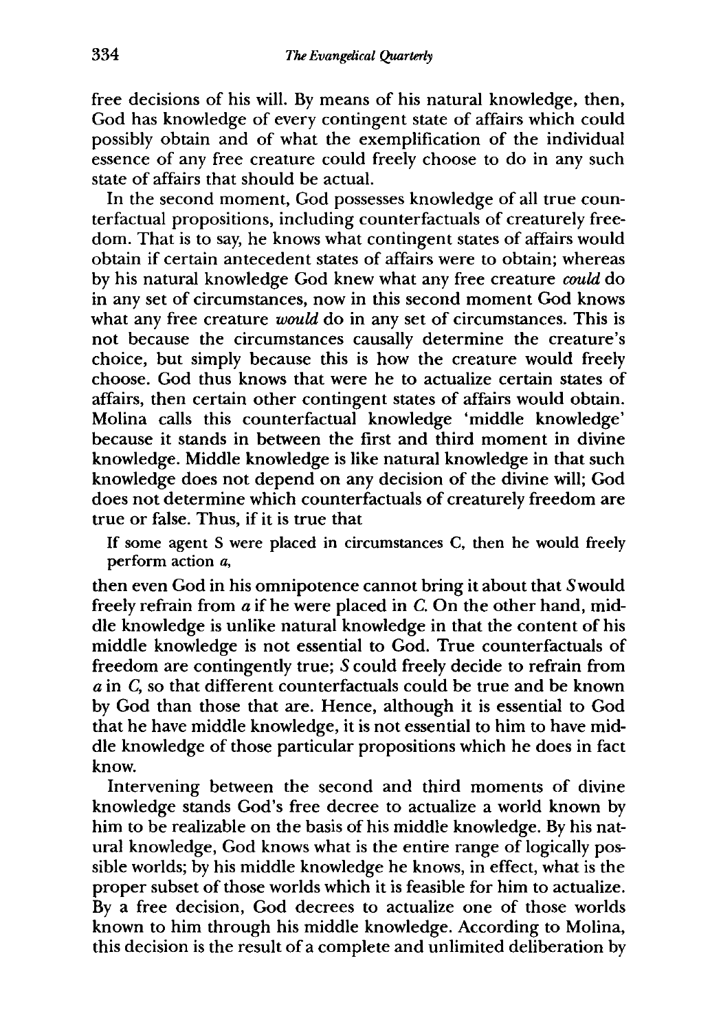free decisions of his will. By means of his natural knowledge, then, God has knowledge of every contingent state of affairs which could possibly obtain and of what the exemplification of the individual essence of any free creature could freely choose to do in any such state of affairs that should be actual.

In the second moment, God possesses knowledge of all true counterfactual propositions, including counterfactuals of creaturely freedom. That is to say, he knows what contingent states of affairs would obtain if certain antecedent states of affairs were to obtain; whereas by his natural knowledge God knew what any free creature *could* do in any set of circumstances, now in this second moment God knows what any free creature *would* do in any set of circumstances. This is not because the circumstances causally determine the creature's choice, but simply because this is how the creature would freely choose. God thus knows that were he to actualize certain states of affairs, then certain other contingent states of affairs would obtain. Molina calls this counterfactual knowledge 'middle knowledge' because it stands in between the first and third moment in divine knowledge. Middle knowledge is like natural knowledge in that such knowledge does not depend on any decision of the divine will; God does not determine which counterfactuals of creaturely freedom are true or false. Thus, if it is true that

> If some agent S were placed in circumstances C, then he would freely perform action *a*,

then even God in his omnipotence cannot bring it about that *S* would freely refrain from *a* if he were placed in *C*. On the other hand, middle knowledge is unlike natural knowledge in that the content of his middle knowledge is not essential to God. True counterfactuals of freedom are contingently true; *S* could freely decide to refrain from *a* in *C*, so that different counterfactuals could be true and be known by God than those that are. Hence, although it is essential to God that he have middle knowledge, it is not essential to him to have middle knowledge of those particular propositions which he does in fact know.

Intervening between the second and third moments of divine knowledge stands God's free decree to actualize a world known by him to be realizable on the basis of his middle knowledge. By his natural knowledge, God knows what is the entire range of logically possible worlds; by his middle knowledge he knows, in effect, what is the proper subset of those worlds which it is feasible for him to actualize. By a free decision, God decrees to actualize one of those worlds known to him through his middle knowledge. According to Molina, this decision is the result of a complete and unlimited deliberation by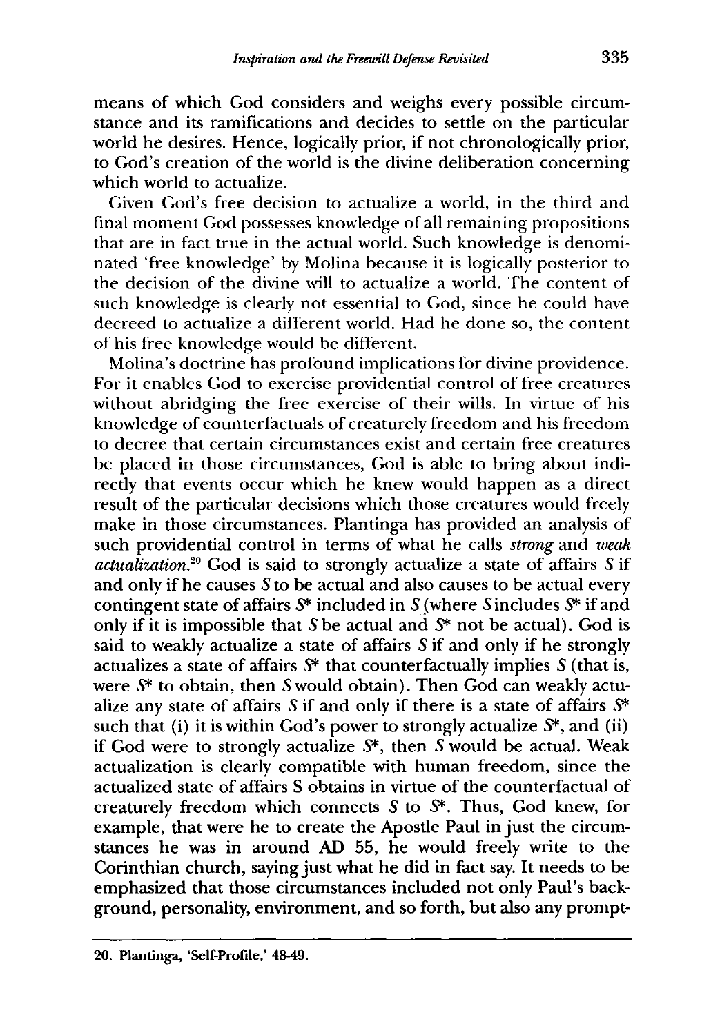means of which God considers and weighs every possible circumstance and its ramifications and decides to settle on the particular world he desires. Hence, logically prior, if not chronologically prior, to God's creation of the world is the divine deliberation concerning which world to actualize.

Given God's free decision to actualize a world, in the third and final moment God possesses knowledge of all remaining propositions that are in fact true in the actual world. Such knowledge is denominated 'free knowledge' by Molina because it is logically posterior to the decision of the divine will to actualize a world. The content of such knowledge is clearly not essential to God, since he could have decreed to actualize a different world. Had he done so, the content of his free knowledge would be different.

Molina's doctrine has profound implications for divine providence. For it enables God to exercise providential control of free creatures without abridging the free exercise of their wills. In virtue of his knowledge of counterfactuals of creaturely freedom and his freedom to decree that certain circumstances exist and certain free creatures be placed in those circumstances, God is able to bring about indirectly that events occur which he knew would happen as a direct result of the particular decisions which those creatures would freely make in those circumstances. Plantinga has provided an analysis of such providential control in terms of what he calls *strong* and *weak actualization*.[20] God is said to strongly actualize a state of affairs *S* if and only if he causes *S* to be actual and also causes to be actual every contingent state of affairs *S\** included in *S* (where *S* includes *S\** if and only if it is impossible that *S* be actual and *S\** not be actual). God is said to weakly actualize a state of affairs *S* if and only if he strongly actualizes a state of affairs *S\** that counterfactually implies *S* (that is, were *S\** to obtain, then *S* would obtain). Then God can weakly actualize any state of affairs *S* if and only if there is a state of affairs *S\** such that (i) it is within God's power to strongly actualize *S\**, and (ii) if God were to strongly actualize *S\**, then *S* would be actual. Weak actualization is clearly compatible with human freedom, since the actualized state of affairs S obtains in virtue of the counterfactual of creaturely freedom which connects *S* to *S\**. Thus, God knew, for example, that were he to create the Apostle Paul in just the circumstances he was in around AD 55, he would freely write to the Corinthian church, saying just what he did in fact say. It needs to be emphasized that those circumstances included not only Paul's background, personality, environment, and so forth, but also any prompt-

20. Plantinga, 'Self-Profile,' 48-49.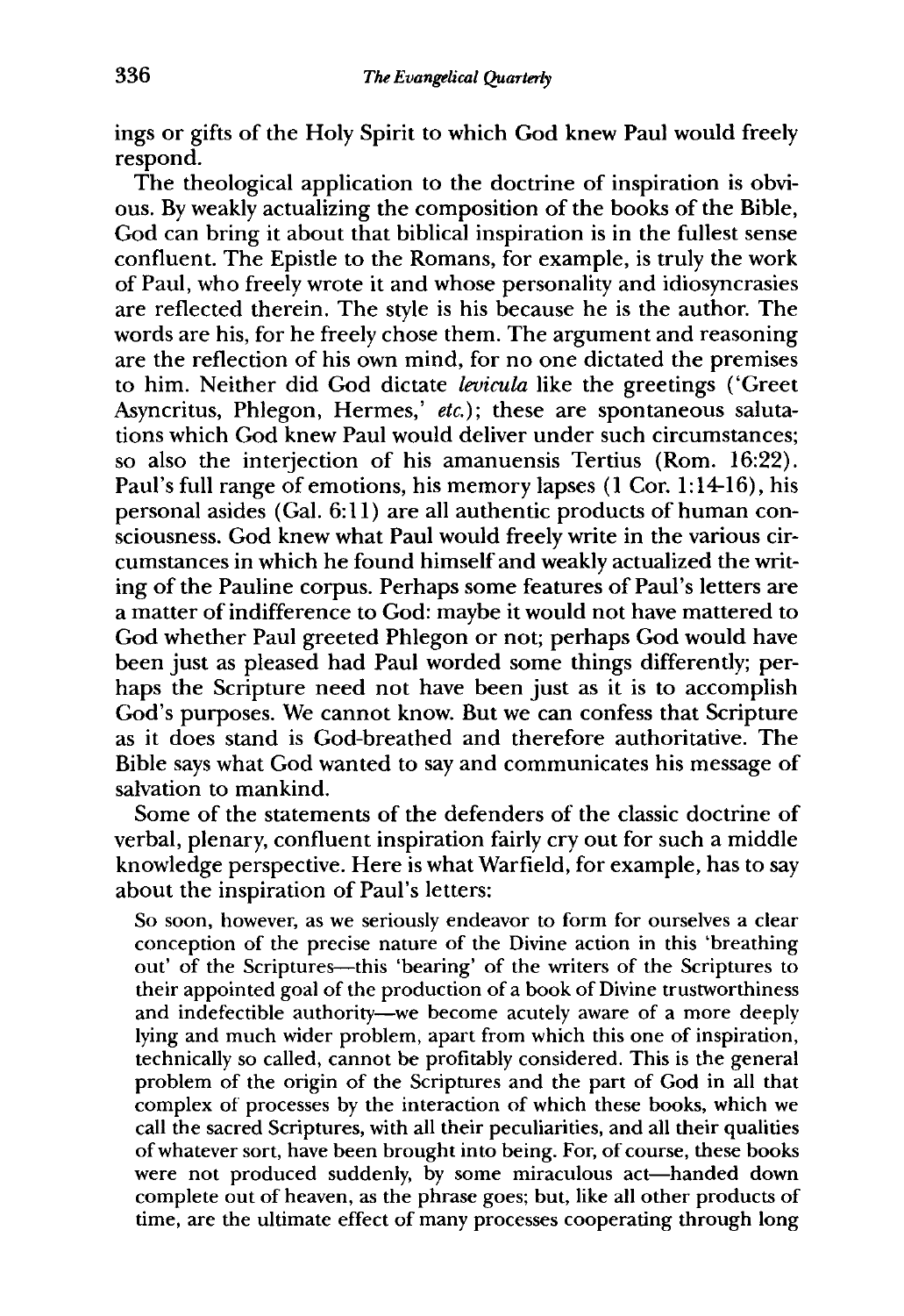ings or gifts of the Holy Spirit to which God knew Paul would freely respond.

The theological application to the doctrine of inspiration is obvious. By weakly actualizing the composition of the books of the Bible, God can bring it about that biblical inspiration is in the fullest sense confluent. The Epistle to the Romans, for example, is truly the work of Paul, who freely wrote it and whose personality and idiosyncrasies are reflected therein. The style is his because he is the author. The words are his, for he freely chose them. The argument and reasoning are the reflection of his own mind, for no one dictated the premises to him. Neither did God dictate *levicula* like the greetings ('Greet Asyncritus, Phlegon, Hermes,' *etc.*); these are spontaneous salutations which God knew Paul would deliver under such circumstances; so also the interjection of his amanuensis Tertius (Rom. 16:22). Paul's full range of emotions, his memory lapses (1 Cor. 1:14-16), his personal asides (Gal. 6:11) are all authentic products of human consciousness. God knew what Paul would freely write in the various circumstances in which he found himself and weakly actualized the writing of the Pauline corpus. Perhaps some features of Paul's letters are a matter of indifference to God: maybe it would not have mattered to God whether Paul greeted Phlegon or not; perhaps God would have been just as pleased had Paul worded some things differently; perhaps the Scripture need not have been just as it is to accomplish God's purposes. We cannot know. But we can confess that Scripture as it does stand is God-breathed and therefore authoritative. The Bible says what God wanted to say and communicates his message of salvation to mankind.

Some of the statements of the defenders of the classic doctrine of verbal, plenary, confluent inspiration fairly cry out for such a middle knowledge perspective. Here is what Warfield, for example, has to say about the inspiration of Paul's letters:

> So soon, however, as we seriously endeavor to form for ourselves a clear conception of the precise nature of the Divine action in this 'breathing out' of the Scriptures—this 'bearing' of the writers of the Scriptures to their appointed goal of the production of a book of Divine trustworthiness and indefectible authority—we become acutely aware of a more deeply lying and much wider problem, apart from which this one of inspiration, technically so called, cannot be profitably considered. This is the general problem of the origin of the Scriptures and the part of God in all that complex of processes by the interaction of which these books, which we call the sacred Scriptures, with all their peculiarities, and all their qualities of whatever sort, have been brought into being. For, of course, these books were not produced suddenly, by some miraculous act—handed down complete out of heaven, as the phrase goes; but, like all other products of time, are the ultimate effect of many processes cooperating through long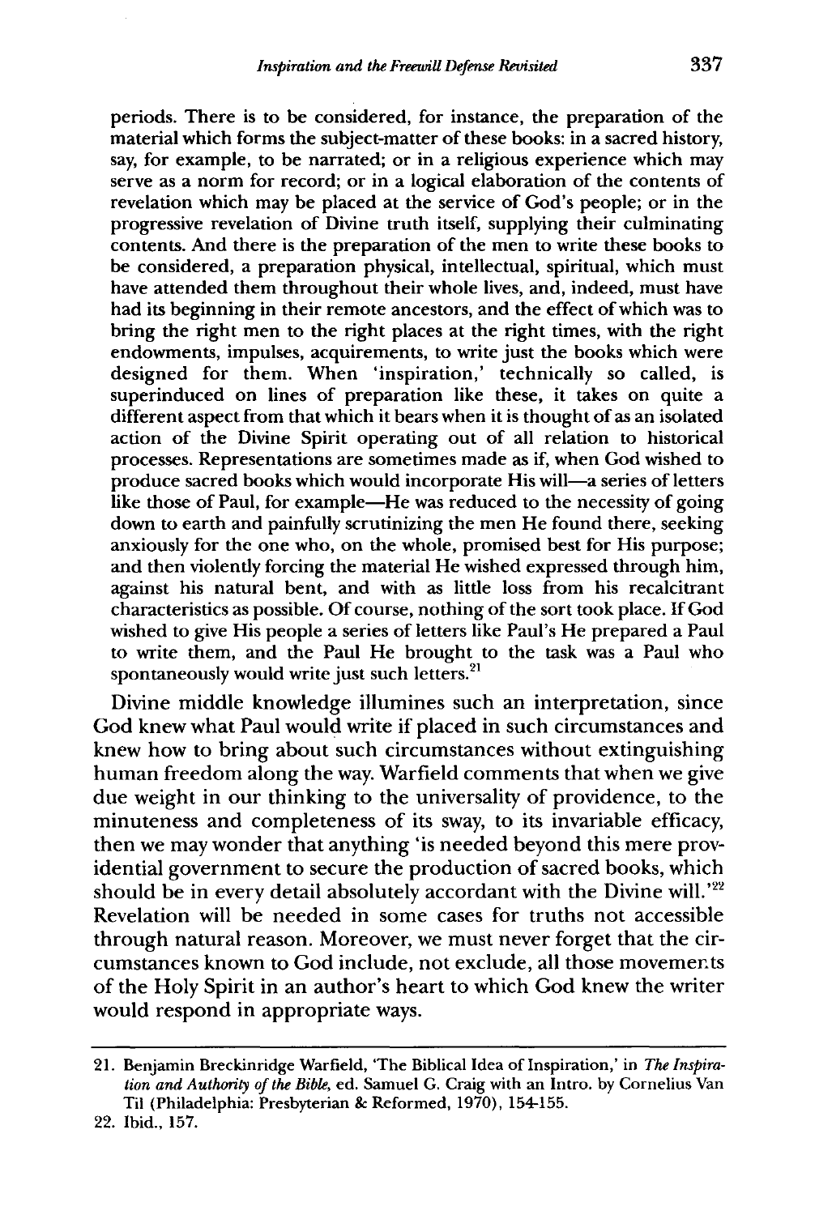periods. There is to be considered, for instance, the preparation of the material which forms the subject-matter of these books: in a sacred history, say, for example, to be narrated; or in a religious experience which may serve as a norm for record; or in a logical elaboration of the contents of revelation which may be placed at the service of God's people; or in the progressive revelation of Divine truth itself, supplying their culminating contents. And there is the preparation of the men to write these books to be considered, a preparation physical, intellectual, spiritual, which must have attended them throughout their whole lives, and, indeed, must have had its beginning in their remote ancestors, and the effect of which was to bring the right men to the right places at the right times, with the right endowments, impulses, acquirements, to write just the books which were designed for them. When 'inspiration,' technically so called, is superinduced on lines of preparation like these, it takes on quite a different aspect from that which it bears when it is thought of as an isolated action of the Divine Spirit operating out of all relation to historical processes. Representations are sometimes made as if, when God wished to produce sacred books which would incorporate His will—a series of letters like those of Paul, for example—He was reduced to the necessity of going down to earth and painfully scrutinizing the men He found there, seeking anxiously for the one who, on the whole, promised best for His purpose; and then violently forcing the material He wished expressed through him, against his natural bent, and with as little loss from his recalcitrant characteristics as possible. Of course, nothing of the sort took place. If God wished to give His people a series of letters like Paul's He prepared a Paul to write them, and the Paul He brought to the task was a Paul who spontaneously would write just such letters.[21]

Divine middle knowledge illumines such an interpretation, since God knew what Paul would write if placed in such circumstances and knew how to bring about such circumstances without extinguishing human freedom along the way. Warfield comments that when we give due weight in our thinking to the universality of providence, to the minuteness and completeness of its sway, to its invariable efficacy, then we may wonder that anything 'is needed beyond this mere providential government to secure the production of sacred books, which should be in every detail absolutely accordant with the Divine will.'[22] Revelation will be needed in some cases for truths not accessible through natural reason. Moreover, we must never forget that the circumstances known to God include, not exclude, all those movements of the Holy Spirit in an author's heart to which God knew the writer would respond in appropriate ways.

---

21. Benjamin Breckinridge Warfield, 'The Biblical Idea of Inspiration,' in *The Inspiration and Authority of the Bible*, ed. Samuel G. Craig with an Intro. by Cornelius Van Til (Philadelphia: Presbyterian & Reformed, 1970), 154-155.
22. Ibid., 157.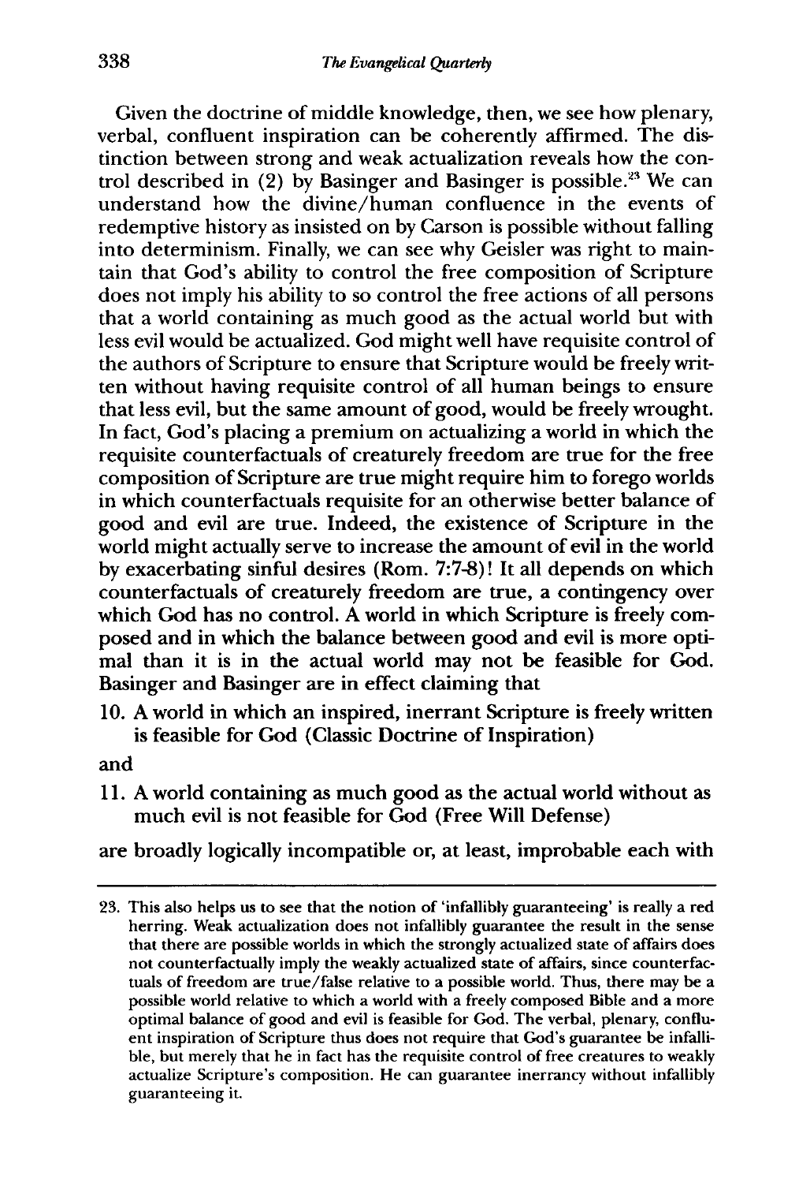Given the doctrine of middle knowledge, then, we see how plenary, verbal, confluent inspiration can be coherently affirmed. The distinction between strong and weak actualization reveals how the control described in (2) by Basinger and Basinger is possible.[23] We can understand how the divine/human confluence in the events of redemptive history as insisted on by Carson is possible without falling into determinism. Finally, we can see why Geisler was right to maintain that God's ability to control the free composition of Scripture does not imply his ability to so control the free actions of all persons that a world containing as much good as the actual world but with less evil would be actualized. God might well have requisite control of the authors of Scripture to ensure that Scripture would be freely written without having requisite control of all human beings to ensure that less evil, but the same amount of good, would be freely wrought. In fact, God's placing a premium on actualizing a world in which the requisite counterfactuals of creaturely freedom are true for the free composition of Scripture are true might require him to forego worlds in which counterfactuals requisite for an otherwise better balance of good and evil are true. Indeed, the existence of Scripture in the world might actually serve to increase the amount of evil in the world by exacerbating sinful desires (Rom. 7:7-8)! It all depends on which counterfactuals of creaturely freedom are true, a contingency over which God has no control. A world in which Scripture is freely composed and in which the balance between good and evil is more optimal than it is in the actual world may not be feasible for God. Basinger and Basinger are in effect claiming that

10. A world in which an inspired, inerrant Scripture is freely written is feasible for God (Classic Doctrine of Inspiration)

and

11. A world containing as much good as the actual world without as much evil is not feasible for God (Free Will Defense)

are broadly logically incompatible or, at least, improbable each with

---

23. This also helps us to see that the notion of 'infallibly guaranteeing' is really a red herring. Weak actualization does not infallibly guarantee the result in the sense that there are possible worlds in which the strongly actualized state of affairs does not counterfactually imply the weakly actualized state of affairs, since counterfactuals of freedom are true/false relative to a possible world. Thus, there may be a possible world relative to which a world with a freely composed Bible and a more optimal balance of good and evil is feasible for God. The verbal, plenary, confluent inspiration of Scripture thus does not require that God's guarantee be infallible, but merely that he in fact has the requisite control of free creatures to weakly actualize Scripture's composition. He can guarantee inerrancy without infallibly guaranteeing it.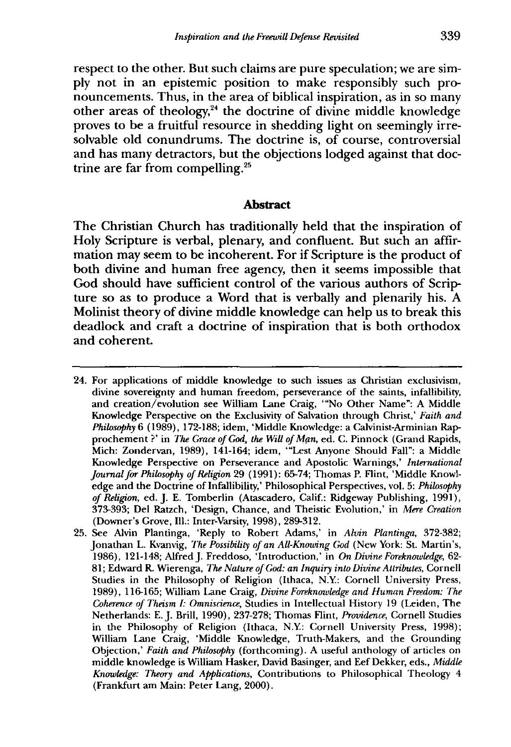respect to the other. But such claims are pure speculation; we are simply not in an epistemic position to make responsibly such pronouncements. Thus, in the area of biblical inspiration, as in so many other areas of theology,[24] the doctrine of divine middle knowledge proves to be a fruitful resource in shedding light on seemingly irresolvable old conundrums. The doctrine is, of course, controversial and has many detractors, but the objections lodged against that doctrine are far from compelling.[25]

## Abstract

The Christian Church has traditionally held that the inspiration of Holy Scripture is verbal, plenary, and confluent. But such an affirmation may seem to be incoherent. For if Scripture is the product of both divine and human free agency, then it seems impossible that God should have sufficient control of the various authors of Scripture so as to produce a Word that is verbally and plenarily his. A Molinist theory of divine middle knowledge can help us to break this deadlock and craft a doctrine of inspiration that is both orthodox and coherent.

---

24. For applications of middle knowledge to such issues as Christian exclusivism, divine sovereignty and human freedom, perseverance of the saints, infallibility, and creation/evolution see William Lane Craig, '"No Other Name": A Middle Knowledge Perspective on the Exclusivity of Salvation through Christ,' *Faith and Philosophy* 6 (1989), 172-188; idem, 'Middle Knowledge: a Calvinist-Arminian Rapprochement ?' in *The Grace of God, the Will of Man*, ed. C. Pinnock (Grand Rapids, Mich: Zondervan, 1989), 141-164; idem, '"Lest Anyone Should Fall": a Middle Knowledge Perspective on Perseverance and Apostolic Warnings,' *International Journal for Philosophy of Religion* 29 (1991): 65-74; Thomas P. Flint, 'Middle Knowledge and the Doctrine of Infallibility,' Philosophical Perspectives, vol. 5: *Philosophy of Religion*, ed. J. E. Tomberlin (Atascadero, Calif.: Ridgeway Publishing, 1991), 373-393; Del Ratzch, 'Design, Chance, and Theistic Evolution,' in *Mere Creation* (Downer's Grove, Ill.: Inter-Varsity, 1998), 289-312.

25. See Alvin Plantinga, 'Reply to Robert Adams,' in *Alvin Plantinga*, 372-382; Jonathan L. Kvanvig, *The Possibility of an All-Knowing God* (New York: St. Martin's, 1986), 121-148; Alfred J. Freddoso, 'Introduction,' in *On Divine Foreknowledge*, 62-81; Edward R. Wierenga, *The Nature of God: an Inquiry into Divine Attributes*, Cornell Studies in the Philosophy of Religion (Ithaca, N.Y.: Cornell University Press, 1989), 116-165; William Lane Craig, *Divine Foreknowledge and Human Freedom: The Coherence of Theism I: Omniscience*, Studies in Intellectual History 19 (Leiden, The Netherlands: E. J. Brill, 1990), 237-278; Thomas Flint, *Providence*, Cornell Studies in the Philosophy of Religion (Ithaca, N.Y.: Cornell University Press, 1998); William Lane Craig, 'Middle Knowledge, Truth-Makers, and the Grounding Objection,' *Faith and Philosophy* (forthcoming). A useful anthology of articles on middle knowledge is William Hasker, David Basinger, and Eef Dekker, eds., *Middle Knowledge: Theory and Applications*, Contributions to Philosophical Theology 4 (Frankfurt am Main: Peter Lang, 2000).